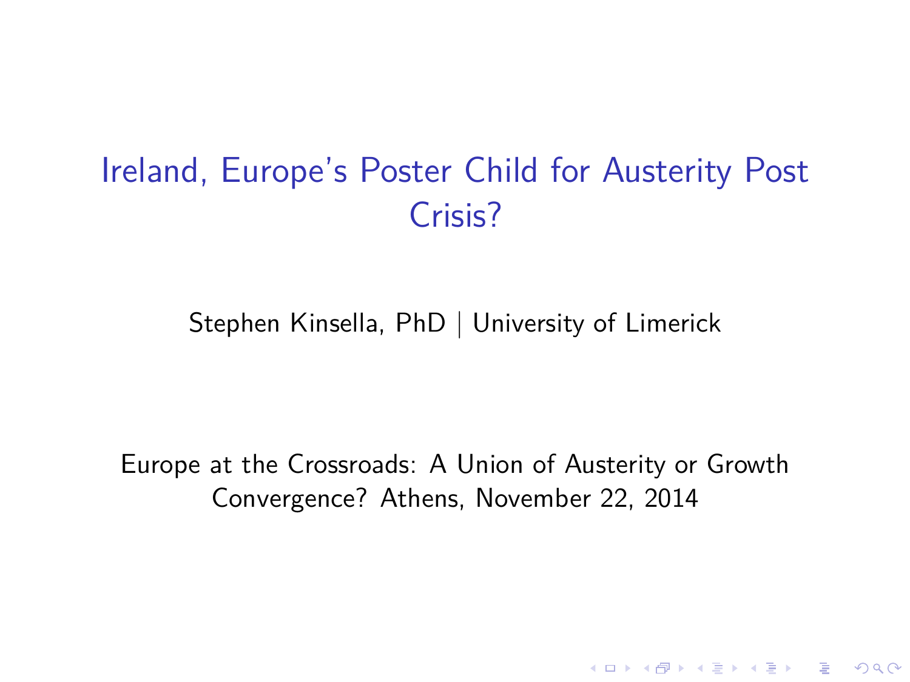# Ireland, Europe's Poster Child for Austerity Post Crisis?

Stephen Kinsella, PhD | University of Limerick

Europe at the Crossroads: A Union of Austerity or Growth Convergence? Athens, November 22, 2014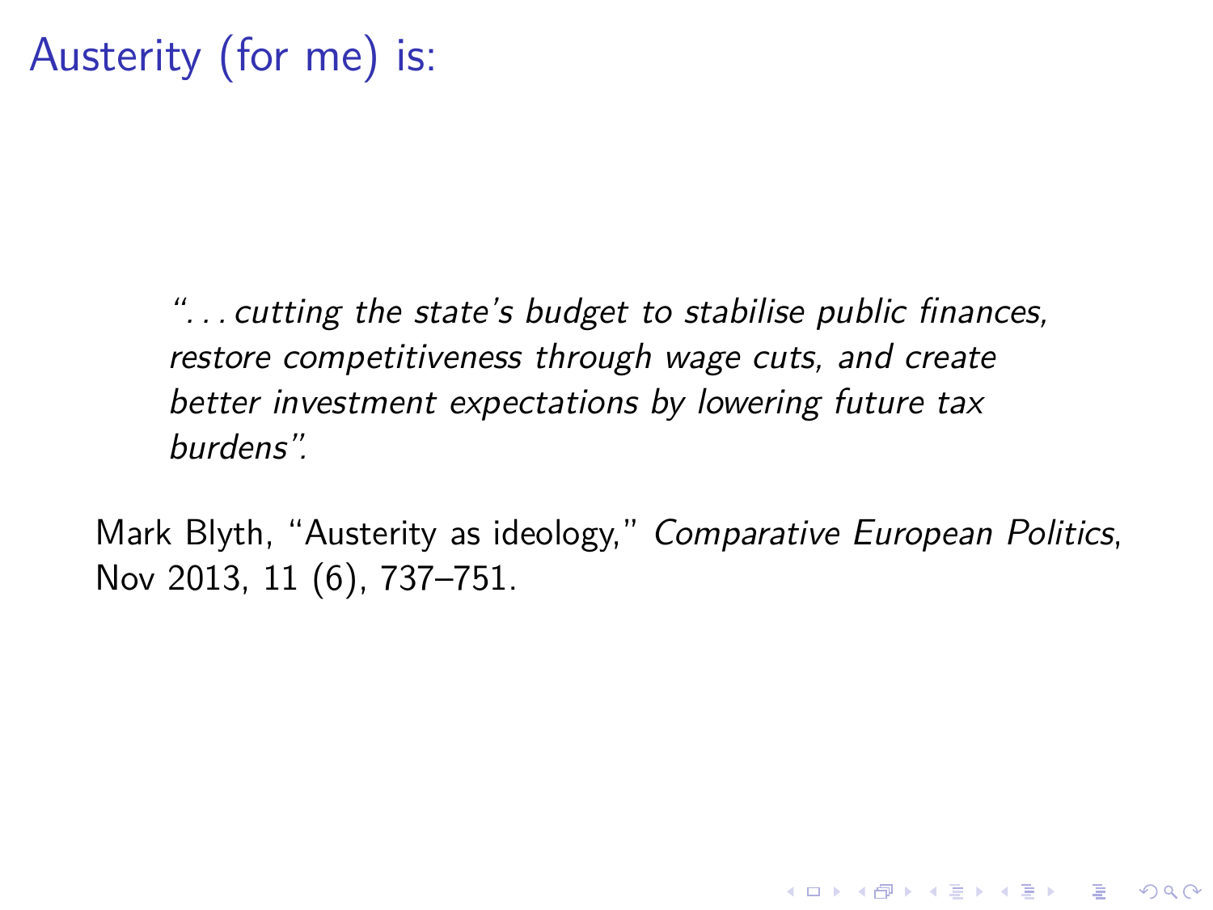# Austerity (for me) is:

> *"... cutting the state's budget to stabilise public finances, restore competitiveness through wage cuts, and create better investment expectations by lowering future tax burdens".*

Mark Blyth, "Austerity as ideology," *Comparative European Politics*, Nov 2013, 11 (6), 737–751.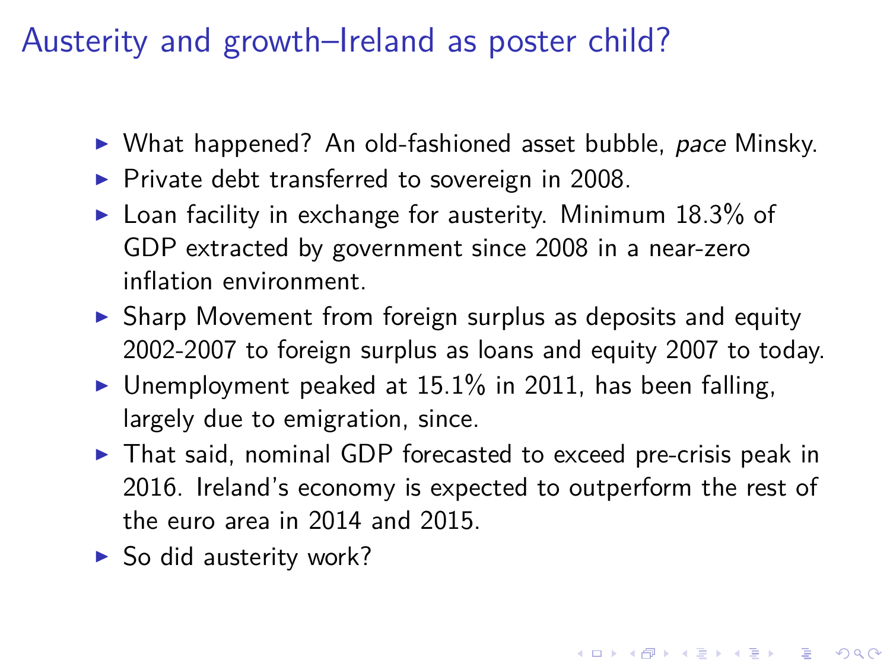# Austerity and growth–Ireland as poster child?

- What happened? An old-fashioned asset bubble, *pace* Minsky.
- Private debt transferred to sovereign in 2008.
- Loan facility in exchange for austerity. Minimum 18.3% of GDP extracted by government since 2008 in a near-zero inflation environment.
- Sharp Movement from foreign surplus as deposits and equity 2002-2007 to foreign surplus as loans and equity 2007 to today.
- Unemployment peaked at 15.1% in 2011, has been falling, largely due to emigration, since.
- That said, nominal GDP forecasted to exceed pre-crisis peak in 2016. Ireland's economy is expected to outperform the rest of the euro area in 2014 and 2015.
- So did austerity work?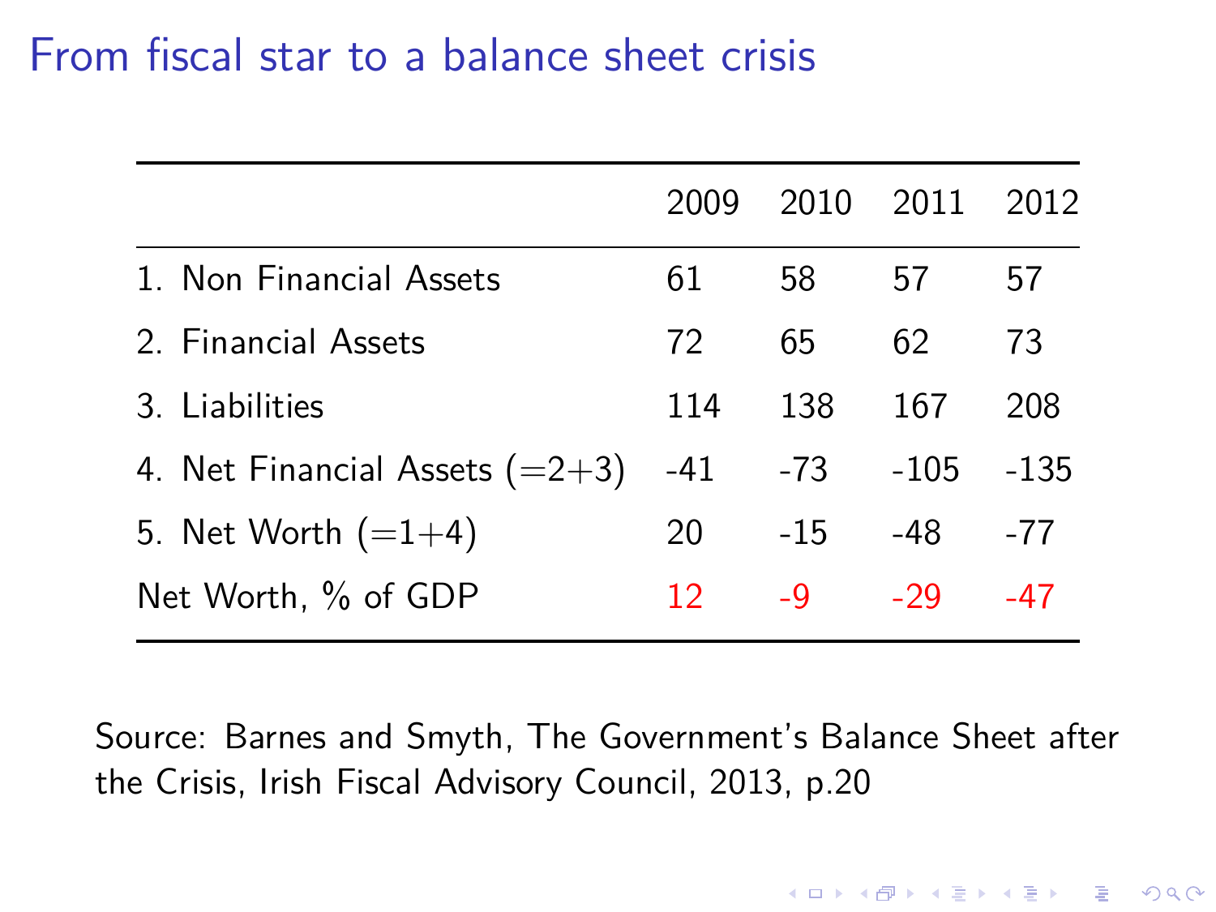# From fiscal star to a balance sheet crisis

| | 2009 | 2010 | 2011 | 2012 |
|---|---|---|---|---|
| 1. Non Financial Assets | 61 | 58 | 57 | 57 |
| 2. Financial Assets | 72 | 65 | 62 | 73 |
| 3. Liabilities | 114 | 138 | 167 | 208 |
| 4. Net Financial Assets (=2+3) | -41 | -73 | -105 | -135 |
| 5. Net Worth (=1+4) | 20 | -15 | -48 | -77 |
| Net Worth, % of GDP | 12 | -9 | -29 | -47 |

Source: Barnes and Smyth, The Government's Balance Sheet after the Crisis, Irish Fiscal Advisory Council, 2013, p.20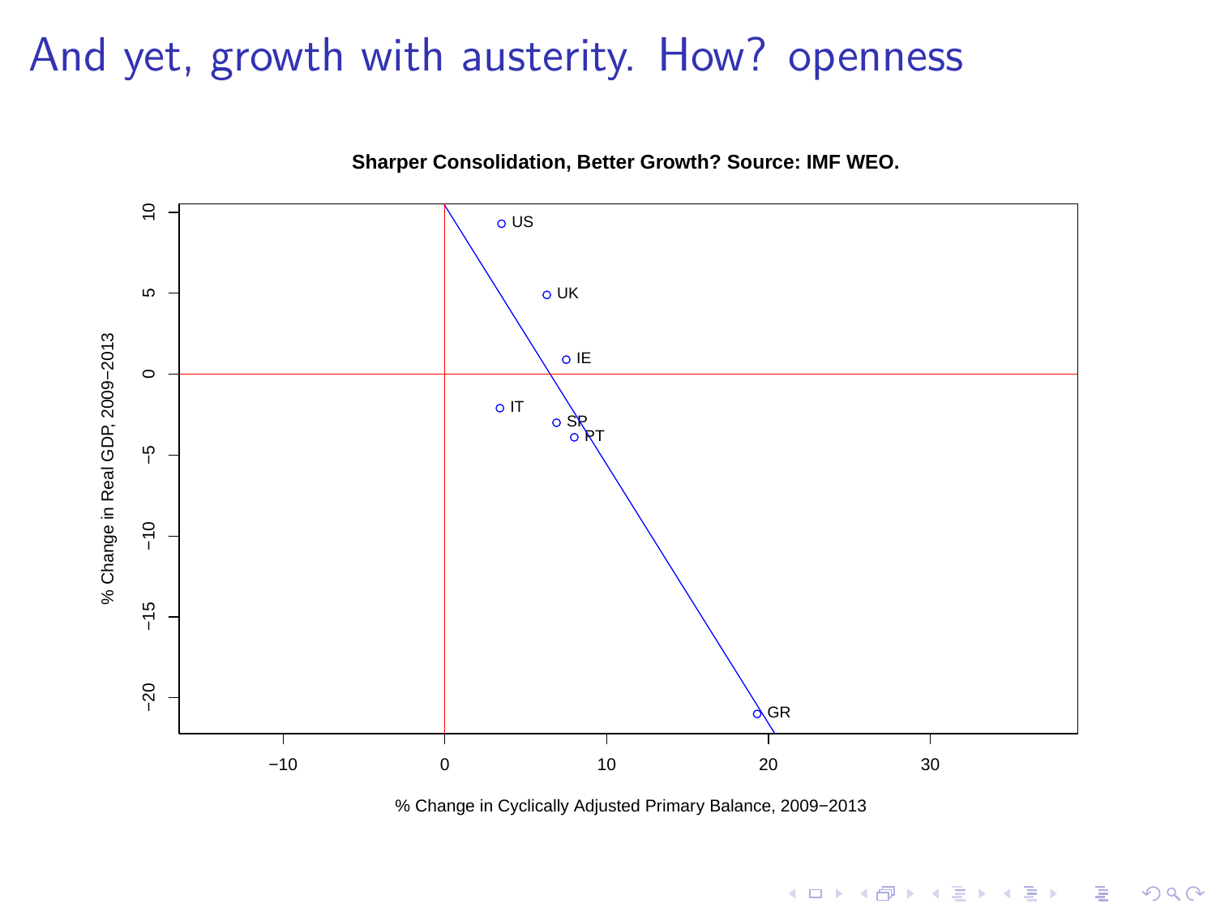# And yet, growth with austerity. How? openness

**Sharper Consolidation, Better Growth? Source: IMF WEO.**

US
UK
IE
IT
SP
PT
GR

% Change in Real GDP, 2009−2013

10
5
0
−5
−10
−15
−20

−10
0
10
20
30

% Change in Cyclically Adjusted Primary Balance, 2009−2013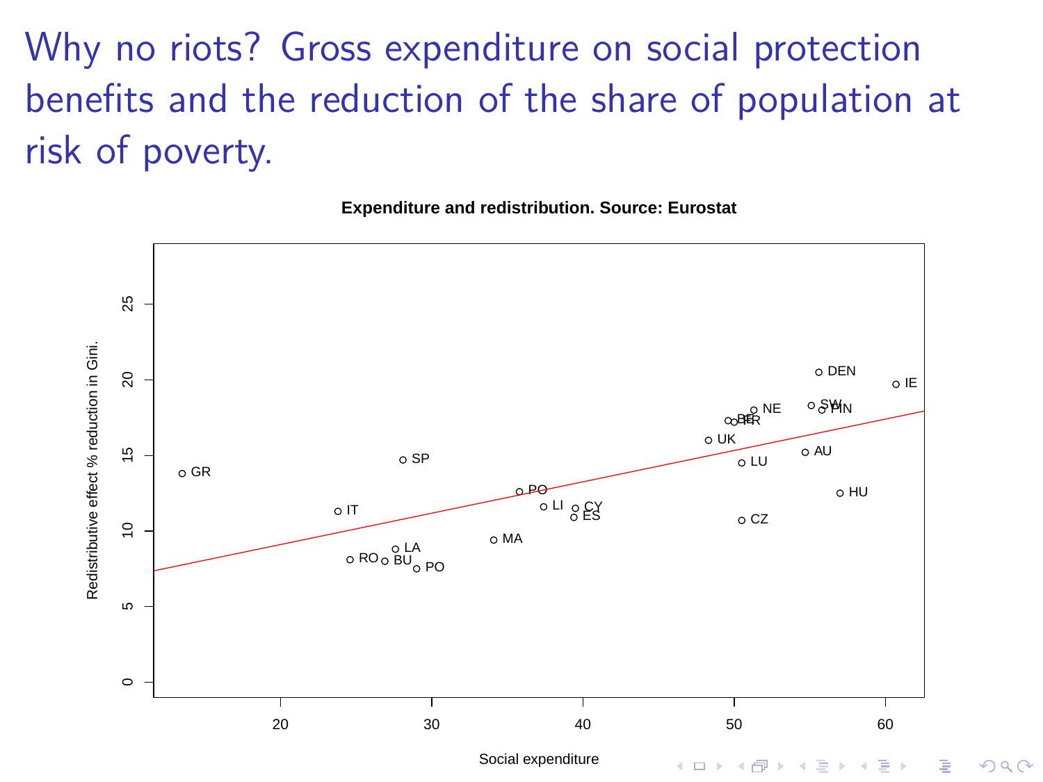# Why no riots? Gross expenditure on social protection benefits and the reduction of the share of population at risk of poverty.

Expenditure and redistribution. Source: Eurostat

Redistributive effect % reduction in Gini.

0
5
10
15
20
25

Social expenditure

20
30
40
50
60

GR
SP
IT
RO
BU
LA
PO
MA
PO
LI
CY
ES
UK
BE
FR
NE
LU
CZ
DEN
SW
FIN
AU
HU
IE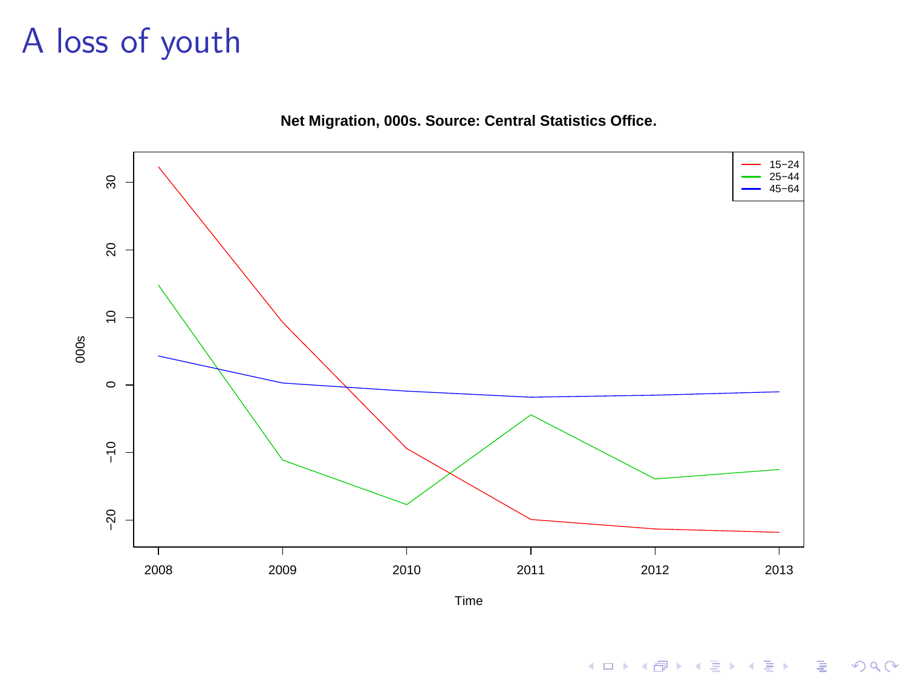# A loss of youth

Net Migration, 000s. Source: Central Statistics Office.

15−24
25−44
45−64

000s

30
20
10
0
−10
−20

2008
2009
2010
2011
2012
2013

Time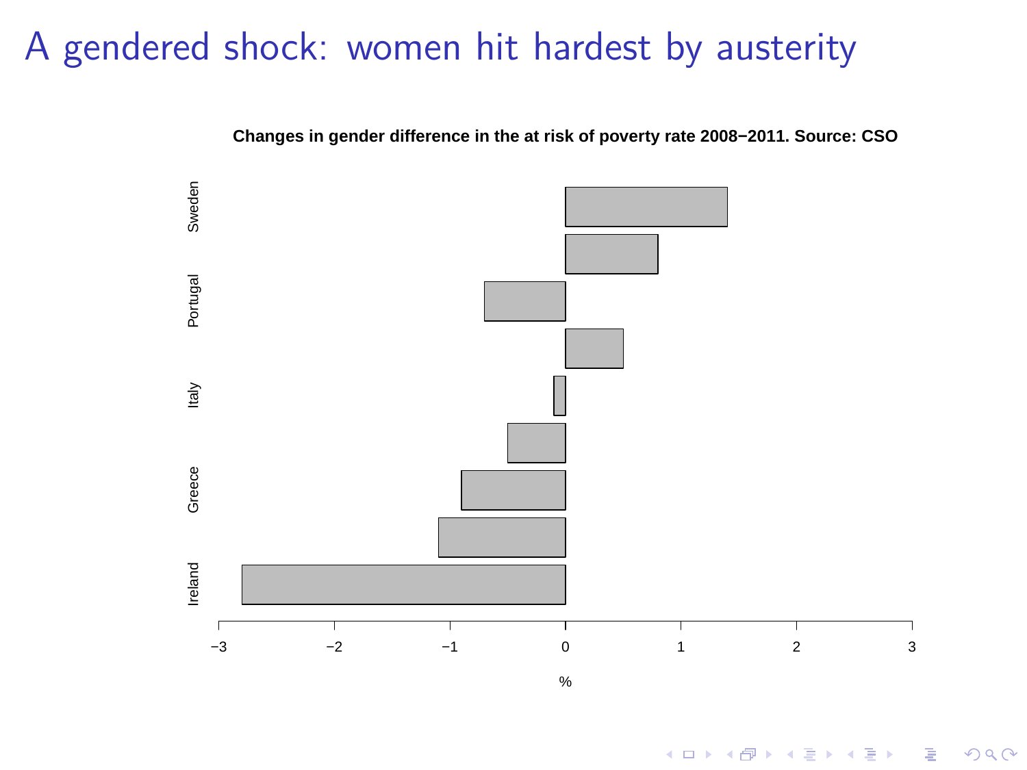# A gendered shock: women hit hardest by austerity

Changes in gender difference in the at risk of poverty rate 2008−2011. Source: CSO

Sweden

Portugal

Italy

Greece

Ireland

−3
−2
−1
0
1
2
3

%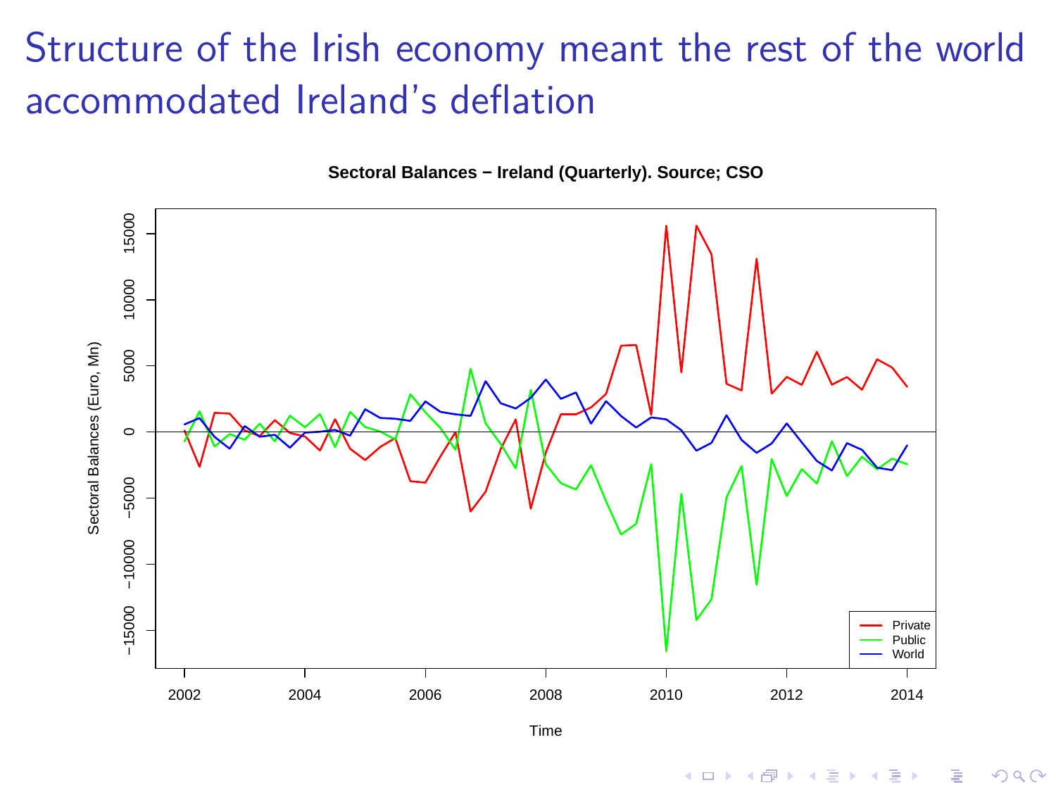# Structure of the Irish economy meant the rest of the world accommodated Ireland's deflation

**Sectoral Balances − Ireland (Quarterly). Source; CSO**

Sectoral Balances (Euro, Mn)

15000
10000
5000
0
−5000
−10000
−15000

2002
2004
2006
2008
2010
2012
2014

Time

Private
Public
World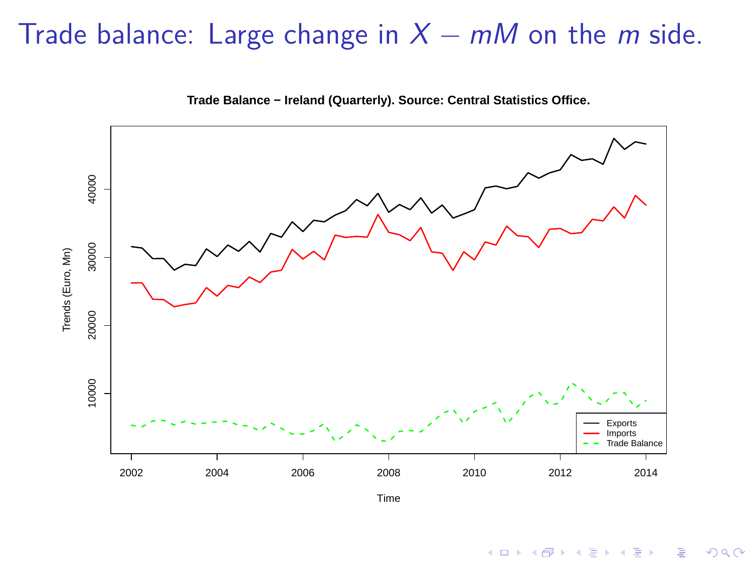# Trade balance: Large change in $X - mM$ on the $m$ side.

**Trade Balance − Ireland (Quarterly). Source: Central Statistics Office.**

Trends (Euro, Mn)

Time

Exports

Imports

Trade Balance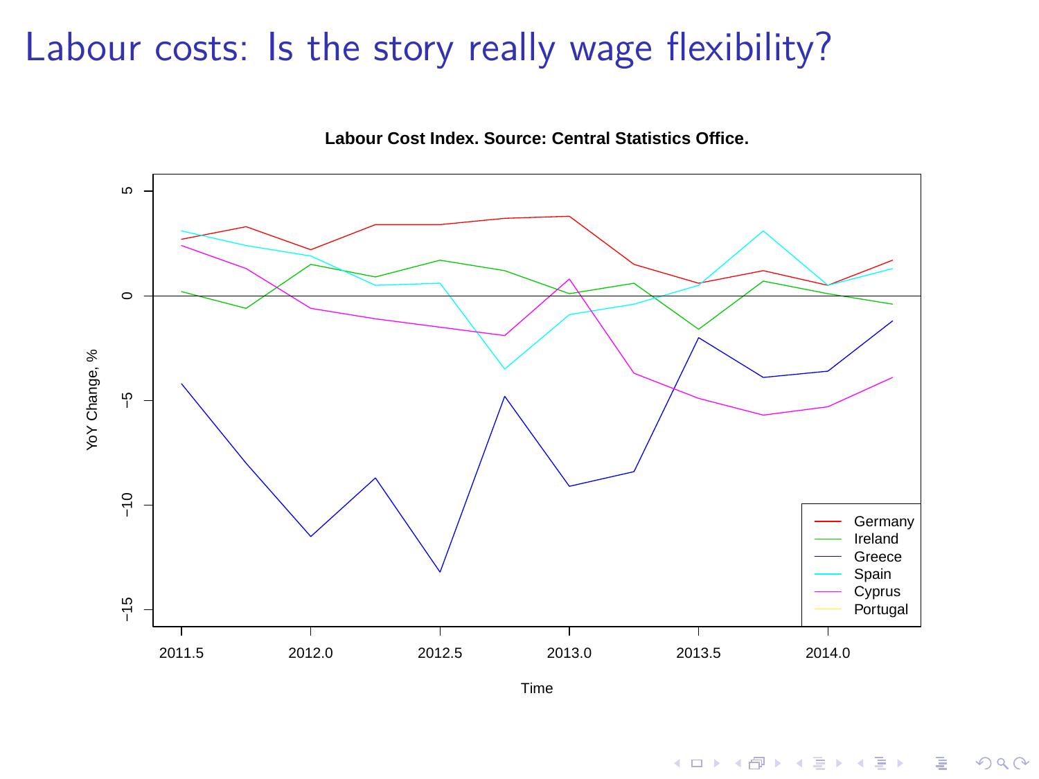# Labour costs: Is the story really wage flexibility?

Labour Cost Index. Source: Central Statistics Office.

YoY Change, %

5
0
−5
−10
−15

2011.5
2012.0
2012.5
2013.0
2013.5
2014.0

Time

Germany
Ireland
Greece
Spain
Cyprus
Portugal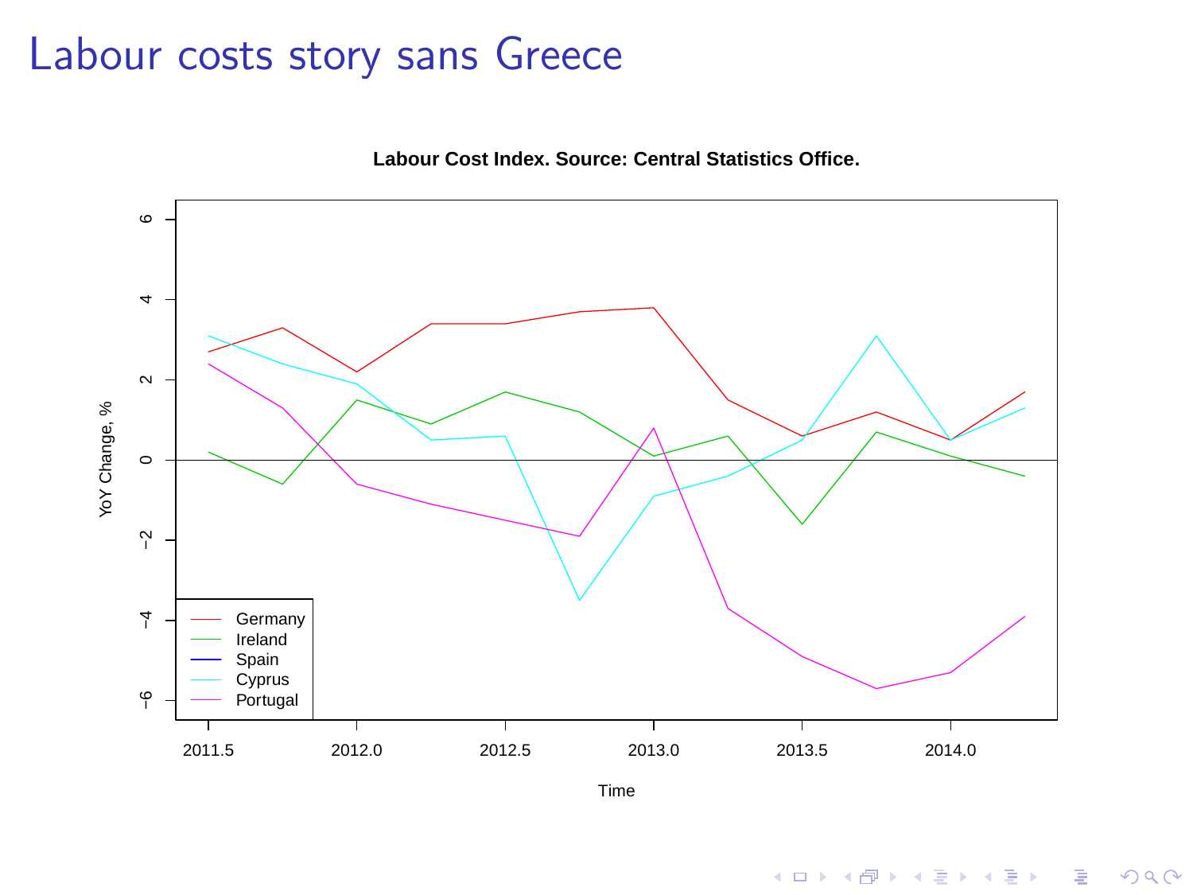# Labour costs story sans Greece

Labour Cost Index. Source: Central Statistics Office.

YoY Change, %

6
4
2
0
−2
−4
−6

2011.5
2012.0
2012.5
2013.0
2013.5
2014.0

Time

Germany
Ireland
Spain
Cyprus
Portugal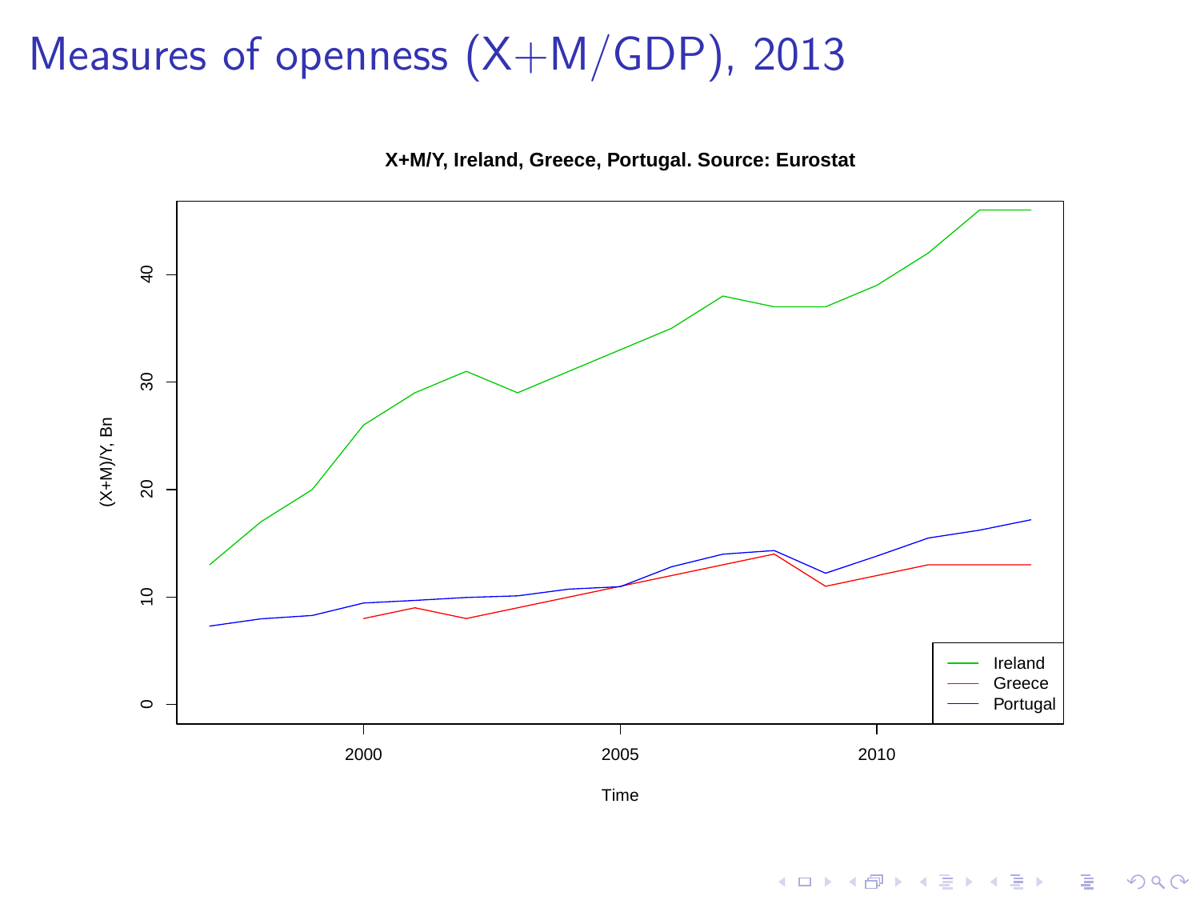# Measures of openness (X+M/GDP), 2013

X+M/Y, Ireland, Greece, Portugal. Source: Eurostat

(X+M)/Y, Bn

0
10
20
30
40

2000
2005
2010

Time

Ireland
Greece
Portugal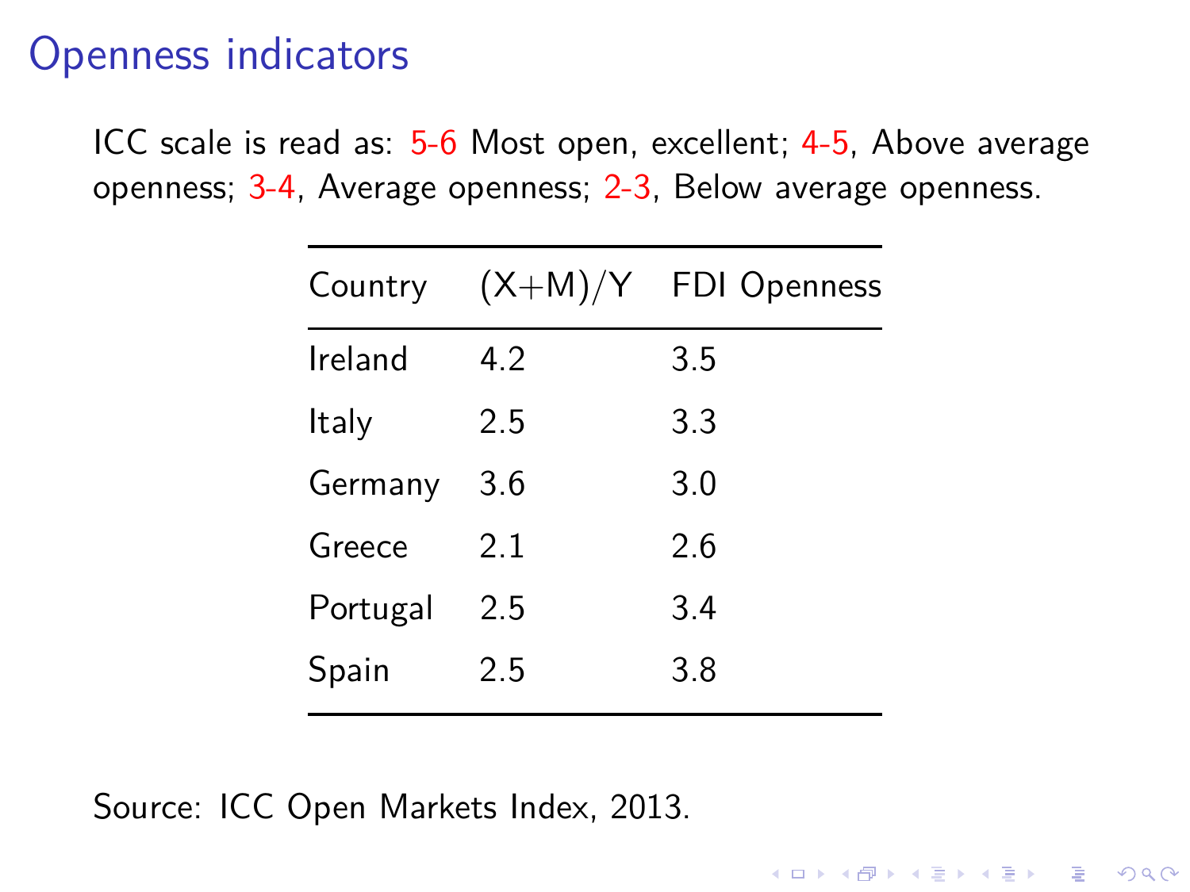# Openness indicators

ICC scale is read as: 5-6 Most open, excellent; 4-5, Above average openness; 3-4, Average openness; 2-3, Below average openness.

| Country | (X+M)/Y | FDI Openness |
|---|---|---|
| Ireland | 4.2 | 3.5 |
| Italy | 2.5 | 3.3 |
| Germany | 3.6 | 3.0 |
| Greece | 2.1 | 2.6 |
| Portugal | 2.5 | 3.4 |
| Spain | 2.5 | 3.8 |

Source: ICC Open Markets Index, 2013.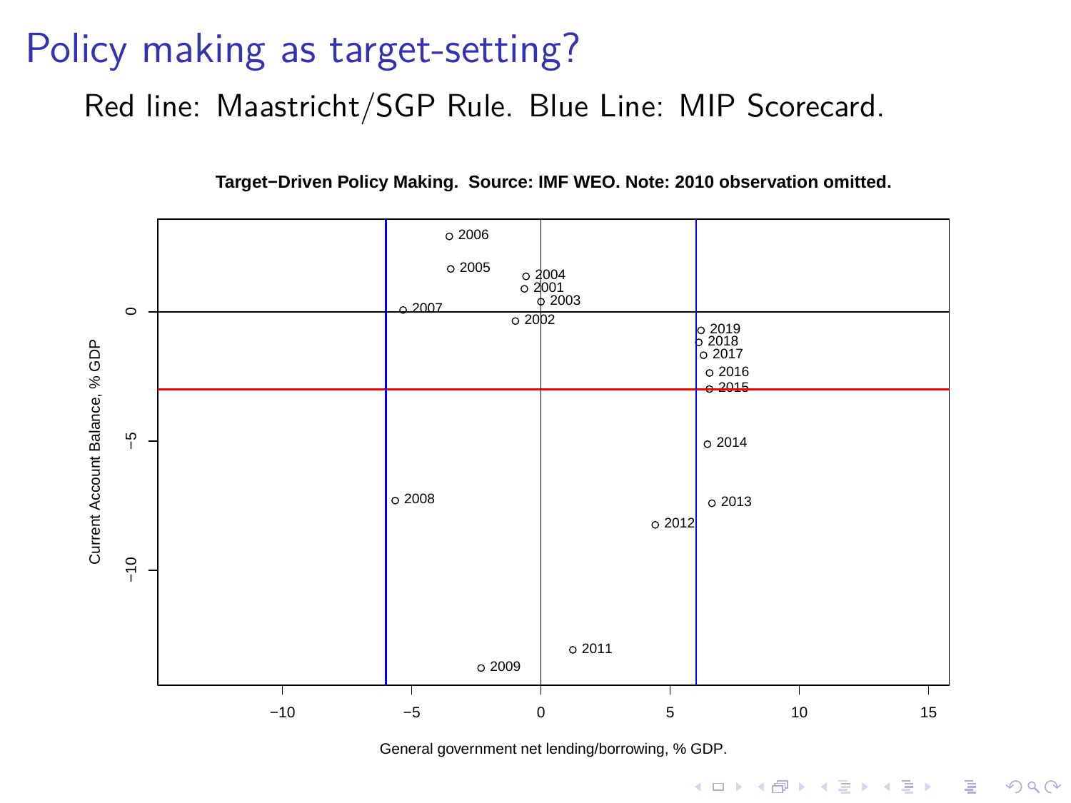# Policy making as target-setting?

Red line: Maastricht/SGP Rule. Blue Line: MIP Scorecard.

Target−Driven Policy Making. Source: IMF WEO. Note: 2010 observation omitted.

Current Account Balance, % GDP

General government net lending/borrowing, % GDP.

0
−5
−10

−10
−5
0
5
10
15

2006
2005
2004
2001
2003
2007
2002
2019
2018
2017
2016
2015
2014
2008
2013
2012
2011
2009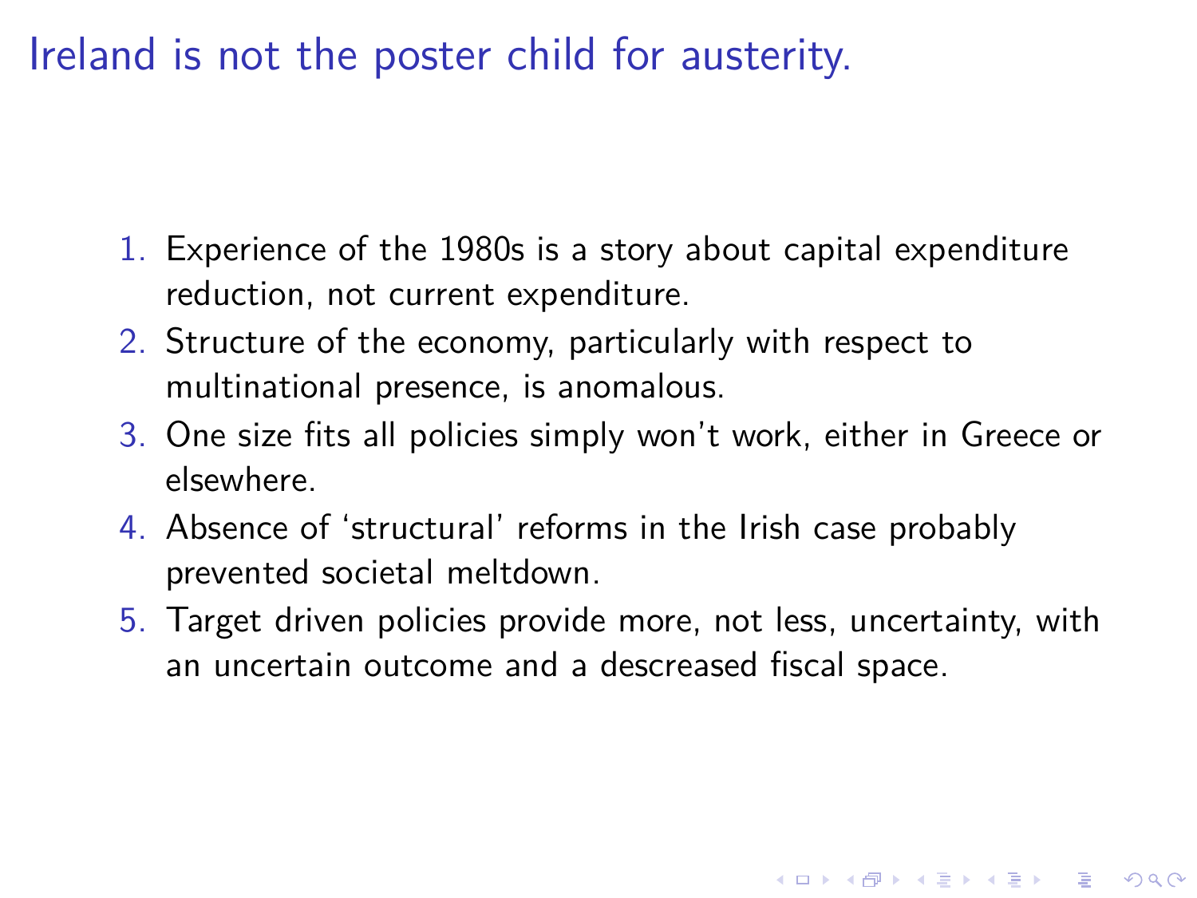# Ireland is not the poster child for austerity.

1. Experience of the 1980s is a story about capital expenditure reduction, not current expenditure.
2. Structure of the economy, particularly with respect to multinational presence, is anomalous.
3. One size fits all policies simply won't work, either in Greece or elsewhere.
4. Absence of 'structural' reforms in the Irish case probably prevented societal meltdown.
5. Target driven policies provide more, not less, uncertainty, with an uncertain outcome and a descreased fiscal space.